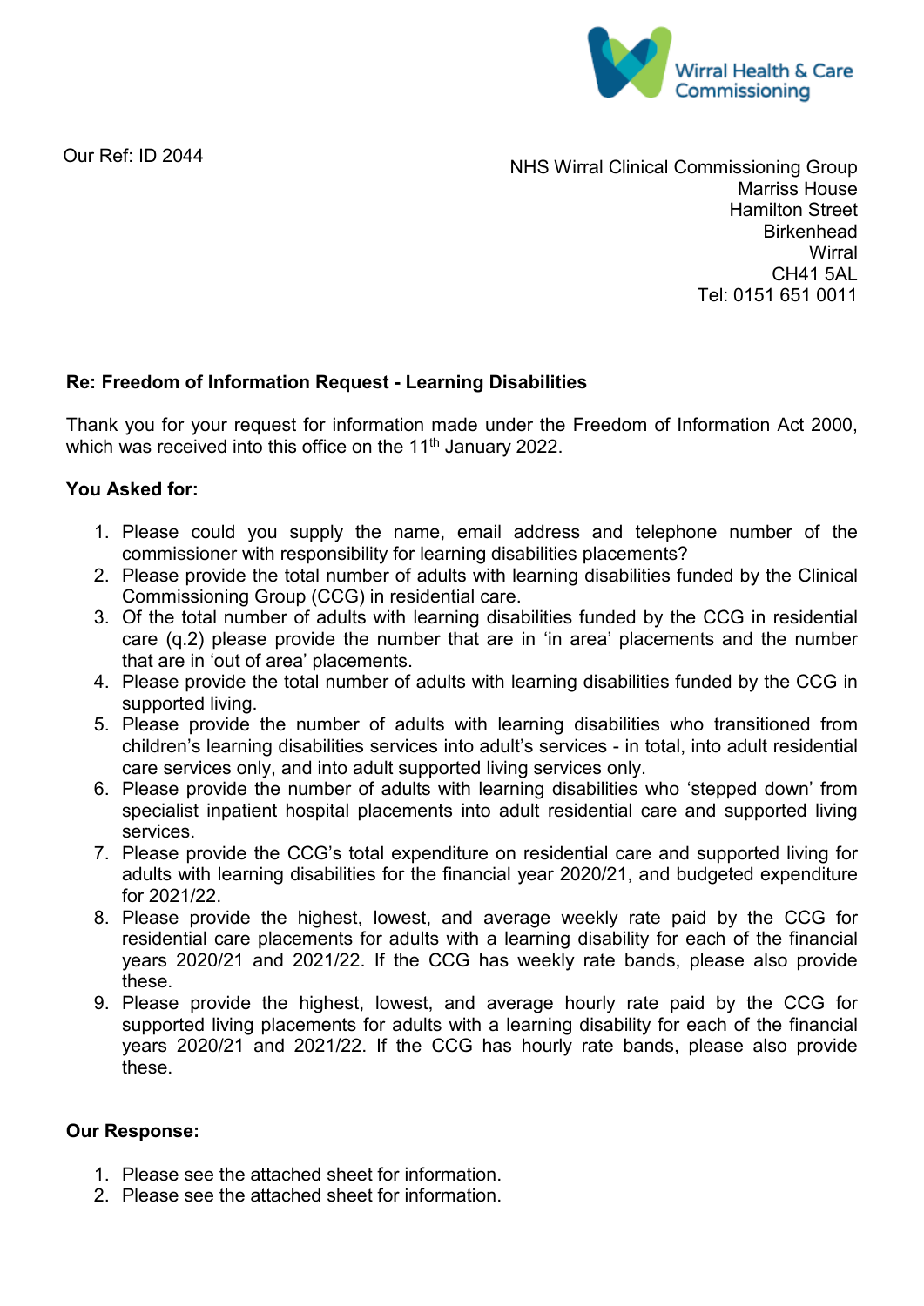Wirral Health & Care Commissioning

Our Ref: ID 2044

NHS Wirral Clinical Commissioning Group
Marriss House
Hamilton Street
Birkenhead
Wirral
CH41 5AL
Tel: 0151 651 0011

**Re: Freedom of Information Request - Learning Disabilities**

Thank you for your request for information made under the Freedom of Information Act 2000, which was received into this office on the 11th January 2022.

**You Asked for:**

1. Please could you supply the name, email address and telephone number of the commissioner with responsibility for learning disabilities placements?
2. Please provide the total number of adults with learning disabilities funded by the Clinical Commissioning Group (CCG) in residential care.
3. Of the total number of adults with learning disabilities funded by the CCG in residential care (q.2) please provide the number that are in 'in area' placements and the number that are in 'out of area' placements.
4. Please provide the total number of adults with learning disabilities funded by the CCG in supported living.
5. Please provide the number of adults with learning disabilities who transitioned from children's learning disabilities services into adult's services - in total, into adult residential care services only, and into adult supported living services only.
6. Please provide the number of adults with learning disabilities who 'stepped down' from specialist inpatient hospital placements into adult residential care and supported living services.
7. Please provide the CCG's total expenditure on residential care and supported living for adults with learning disabilities for the financial year 2020/21, and budgeted expenditure for 2021/22.
8. Please provide the highest, lowest, and average weekly rate paid by the CCG for residential care placements for adults with a learning disability for each of the financial years 2020/21 and 2021/22. If the CCG has weekly rate bands, please also provide these.
9. Please provide the highest, lowest, and average hourly rate paid by the CCG for supported living placements for adults with a learning disability for each of the financial years 2020/21 and 2021/22. If the CCG has hourly rate bands, please also provide these.

**Our Response:**

1. Please see the attached sheet for information.
2. Please see the attached sheet for information.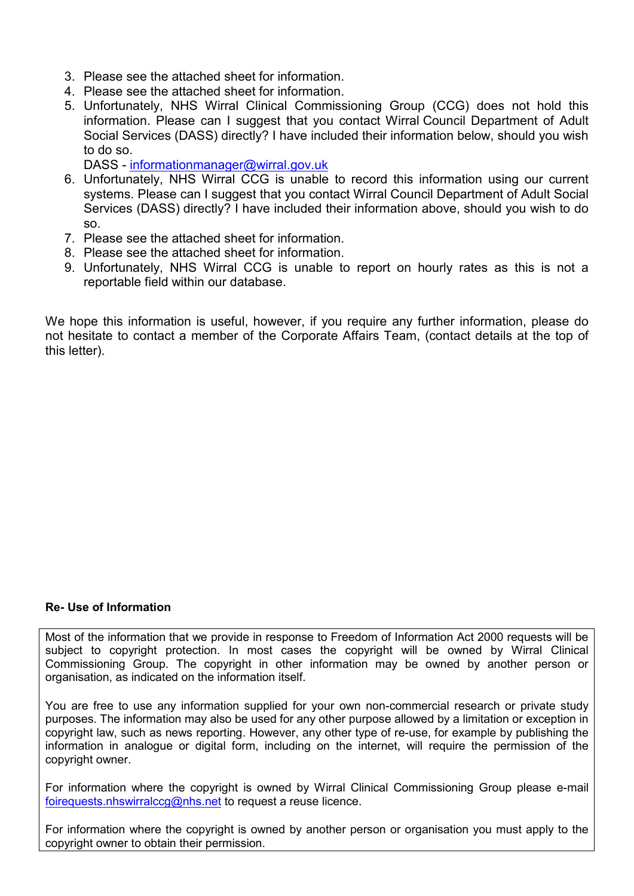3. Please see the attached sheet for information.
4. Please see the attached sheet for information.
5. Unfortunately, NHS Wirral Clinical Commissioning Group (CCG) does not hold this information. Please can I suggest that you contact Wirral Council Department of Adult Social Services (DASS) directly? I have included their information below, should you wish to do so.
   DASS - informationmanager@wirral.gov.uk
6. Unfortunately, NHS Wirral CCG is unable to record this information using our current systems. Please can I suggest that you contact Wirral Council Department of Adult Social Services (DASS) directly? I have included their information above, should you wish to do so.
7. Please see the attached sheet for information.
8. Please see the attached sheet for information.
9. Unfortunately, NHS Wirral CCG is unable to report on hourly rates as this is not a reportable field within our database.

We hope this information is useful, however, if you require any further information, please do not hesitate to contact a member of the Corporate Affairs Team, (contact details at the top of this letter).

**Re- Use of Information**

Most of the information that we provide in response to Freedom of Information Act 2000 requests will be subject to copyright protection. In most cases the copyright will be owned by Wirral Clinical Commissioning Group. The copyright in other information may be owned by another person or organisation, as indicated on the information itself.

You are free to use any information supplied for your own non-commercial research or private study purposes. The information may also be used for any other purpose allowed by a limitation or exception in copyright law, such as news reporting. However, any other type of re-use, for example by publishing the information in analogue or digital form, including on the internet, will require the permission of the copyright owner.

For information where the copyright is owned by Wirral Clinical Commissioning Group please e-mail foirequests.nhswirralccg@nhs.net to request a reuse licence.

For information where the copyright is owned by another person or organisation you must apply to the copyright owner to obtain their permission.